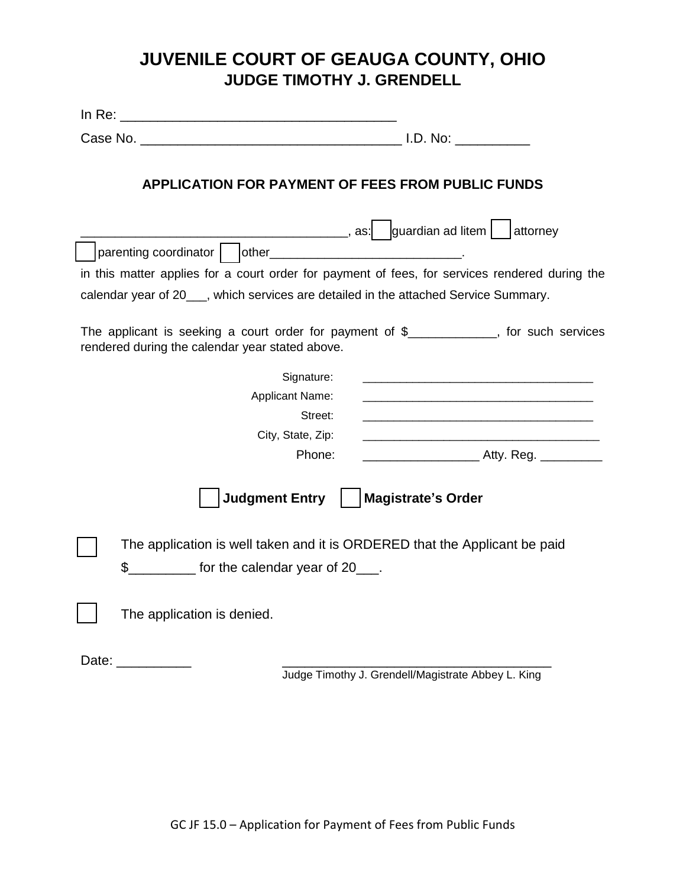# JUVENILE COURT OF GEAUGA COUNTY, OHIO

## JUDGE TIMOTHY J. GRENDELL

In Re: ____________________________________

Case No. __________________________________ I.D. No: __________

### APPLICATION FOR PAYMENT OF FEES FROM PUBLIC FUNDS

____________________________________, as: ☐ guardian ad litem ☐ attorney ☐ parenting coordinator ☐ other___________________________.

in this matter applies for a court order for payment of fees, for services rendered during the calendar year of 20___, which services are detailed in the attached Service Summary.

The applicant is seeking a court order for payment of $____________, for such services rendered during the calendar year stated above.

Signature: ___________________________________

Applicant Name: ___________________________________

Street: ___________________________________

City, State, Zip: ___________________________________

Phone: _________________ Atty. Reg. _________

☐ **Judgment Entry** ☐ **Magistrate's Order**

☐ The application is well taken and it is ORDERED that the Applicant be paid $_________ for the calendar year of 20___.

☐ The application is denied.

Date: __________ ______________________________________

Judge Timothy J. Grendell/Magistrate Abbey L. King

GC JF 15.0 – Application for Payment of Fees from Public Funds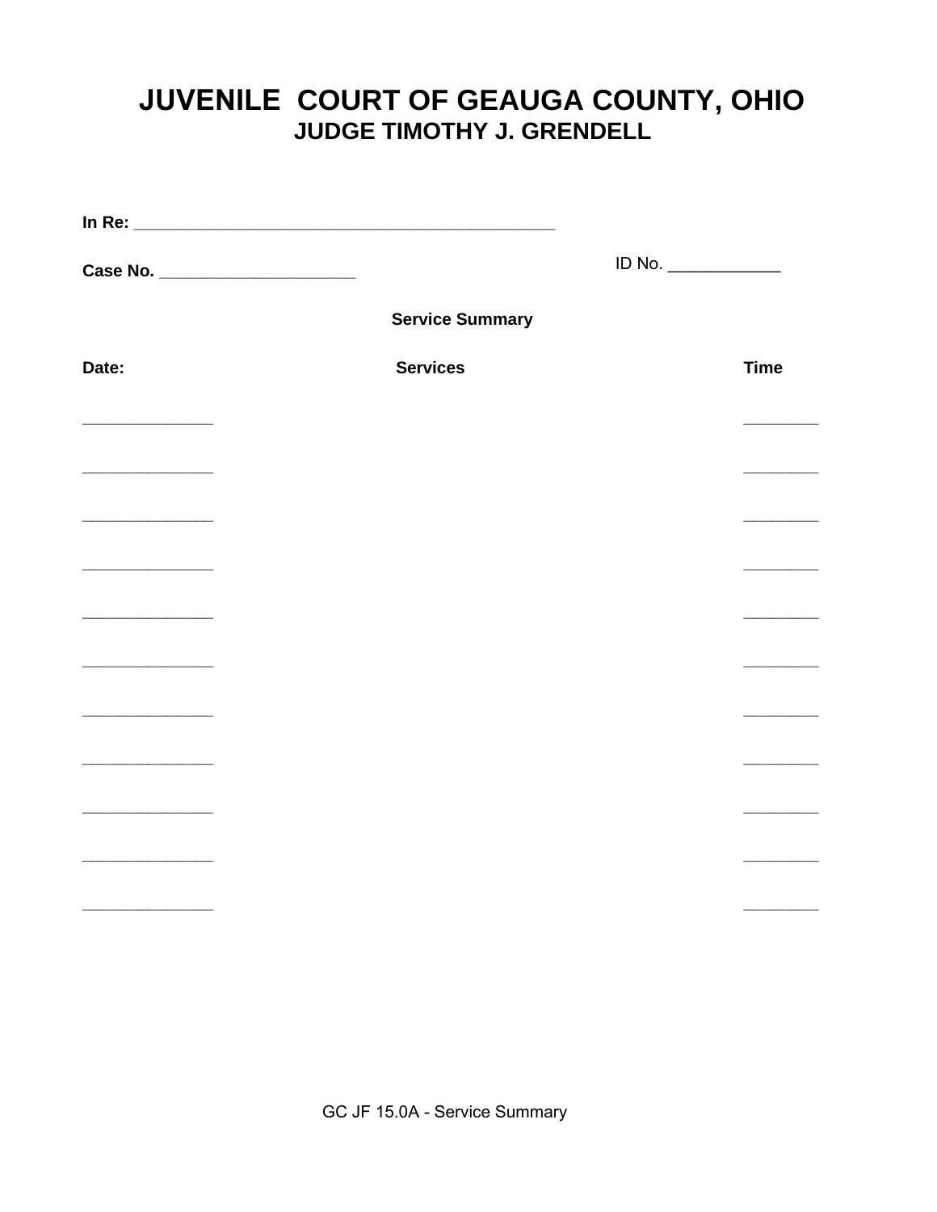# JUVENILE COURT OF GEAUGA COUNTY, OHIO

## JUDGE TIMOTHY J. GRENDELL

**In Re:** ________________________________________________

**Case No.** ______________________ ID No. ____________

**Service Summary**

| **Date:** | **Services** | **Time** |
|---|---|---|
| _______________ | | ________ |
| _______________ | | ________ |
| _______________ | | ________ |
| _______________ | | ________ |
| _______________ | | ________ |
| _______________ | | ________ |
| _______________ | | ________ |
| _______________ | | ________ |
| _______________ | | ________ |
| _______________ | | ________ |
| _______________ | | ________ |

GC JF 15.0A - Service Summary